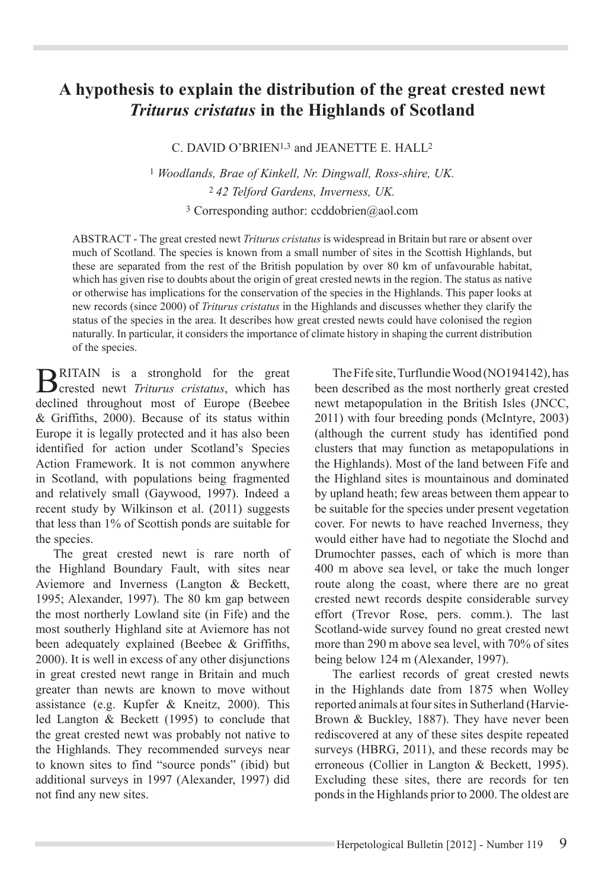# A hypothesis to explain the distribution of the great crested newt *Triturus cristatus* in the Highlands of Scotland

C. DAVID O'BRIEN[1,3] and JEANETTE E. HALL[2]

[1] *Woodlands, Brae of Kinkell, Nr. Dingwall, Ross-shire, UK.*

[2] *42 Telford Gardens, Inverness, UK.*

[3] Corresponding author: ccddobrien@aol.com

ABSTRACT - The great crested newt *Triturus cristatus* is widespread in Britain but rare or absent over much of Scotland. The species is known from a small number of sites in the Scottish Highlands, but these are separated from the rest of the British population by over 80 km of unfavourable habitat, which has given rise to doubts about the origin of great crested newts in the region. The status as native or otherwise has implications for the conservation of the species in the Highlands. This paper looks at new records (since 2000) of *Triturus cristatus* in the Highlands and discusses whether they clarify the status of the species in the area. It describes how great crested newts could have colonised the region naturally. In particular, it considers the importance of climate history in shaping the current distribution of the species.

BRITAIN is a stronghold for the great crested newt *Triturus cristatus*, which has declined throughout most of Europe (Beebee & Griffiths, 2000). Because of its status within Europe it is legally protected and it has also been identified for action under Scotland's Species Action Framework. It is not common anywhere in Scotland, with populations being fragmented and relatively small (Gaywood, 1997). Indeed a recent study by Wilkinson et al. (2011) suggests that less than 1% of Scottish ponds are suitable for the species.

The great crested newt is rare north of the Highland Boundary Fault, with sites near Aviemore and Inverness (Langton & Beckett, 1995; Alexander, 1997). The 80 km gap between the most northerly Lowland site (in Fife) and the most southerly Highland site at Aviemore has not been adequately explained (Beebee & Griffiths, 2000). It is well in excess of any other disjunctions in great crested newt range in Britain and much greater than newts are known to move without assistance (e.g. Kupfer & Kneitz, 2000). This led Langton & Beckett (1995) to conclude that the great crested newt was probably not native to the Highlands. They recommended surveys near to known sites to find "source ponds" (ibid) but additional surveys in 1997 (Alexander, 1997) did not find any new sites.

The Fife site, Turflundie Wood (NO194142), has been described as the most northerly great crested newt metapopulation in the British Isles (JNCC, 2011) with four breeding ponds (McIntyre, 2003) (although the current study has identified pond clusters that may function as metapopulations in the Highlands). Most of the land between Fife and the Highland sites is mountainous and dominated by upland heath; few areas between them appear to be suitable for the species under present vegetation cover. For newts to have reached Inverness, they would either have had to negotiate the Slochd and Drumochter passes, each of which is more than 400 m above sea level, or take the much longer route along the coast, where there are no great crested newt records despite considerable survey effort (Trevor Rose, pers. comm.). The last Scotland-wide survey found no great crested newt more than 290 m above sea level, with 70% of sites being below 124 m (Alexander, 1997).

The earliest records of great crested newts in the Highlands date from 1875 when Wolley reported animals at four sites in Sutherland (Harvie-Brown & Buckley, 1887). They have never been rediscovered at any of these sites despite repeated surveys (HBRG, 2011), and these records may be erroneous (Collier in Langton & Beckett, 1995). Excluding these sites, there are records for ten ponds in the Highlands prior to 2000. The oldest are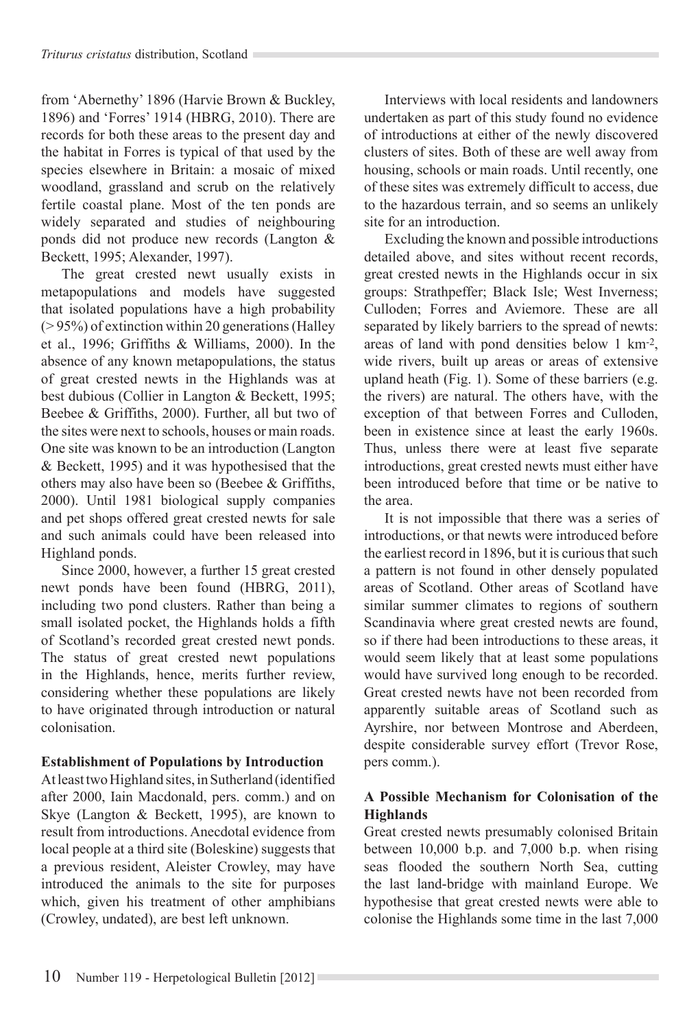from 'Abernethy' 1896 (Harvie Brown & Buckley, 1896) and 'Forres' 1914 (HBRG, 2010). There are records for both these areas to the present day and the habitat in Forres is typical of that used by the species elsewhere in Britain: a mosaic of mixed woodland, grassland and scrub on the relatively fertile coastal plane. Most of the ten ponds are widely separated and studies of neighbouring ponds did not produce new records (Langton & Beckett, 1995; Alexander, 1997).

The great crested newt usually exists in metapopulations and models have suggested that isolated populations have a high probability (> 95%) of extinction within 20 generations (Halley et al., 1996; Griffiths & Williams, 2000). In the absence of any known metapopulations, the status of great crested newts in the Highlands was at best dubious (Collier in Langton & Beckett, 1995; Beebee & Griffiths, 2000). Further, all but two of the sites were next to schools, houses or main roads. One site was known to be an introduction (Langton & Beckett, 1995) and it was hypothesised that the others may also have been so (Beebee & Griffiths, 2000). Until 1981 biological supply companies and pet shops offered great crested newts for sale and such animals could have been released into Highland ponds.

Since 2000, however, a further 15 great crested newt ponds have been found (HBRG, 2011), including two pond clusters. Rather than being a small isolated pocket, the Highlands holds a fifth of Scotland's recorded great crested newt ponds. The status of great crested newt populations in the Highlands, hence, merits further review, considering whether these populations are likely to have originated through introduction or natural colonisation.

### Establishment of Populations by Introduction

At least two Highland sites, in Sutherland (identified after 2000, Iain Macdonald, pers. comm.) and on Skye (Langton & Beckett, 1995), are known to result from introductions. Anecdotal evidence from local people at a third site (Boleskine) suggests that a previous resident, Aleister Crowley, may have introduced the animals to the site for purposes which, given his treatment of other amphibians (Crowley, undated), are best left unknown.

Interviews with local residents and landowners undertaken as part of this study found no evidence of introductions at either of the newly discovered clusters of sites. Both of these are well away from housing, schools or main roads. Until recently, one of these sites was extremely difficult to access, due to the hazardous terrain, and so seems an unlikely site for an introduction.

Excluding the known and possible introductions detailed above, and sites without recent records, great crested newts in the Highlands occur in six groups: Strathpeffer; Black Isle; West Inverness; Culloden; Forres and Aviemore. These are all separated by likely barriers to the spread of newts: areas of land with pond densities below 1 km$^{-2}$, wide rivers, built up areas or areas of extensive upland heath (Fig. 1). Some of these barriers (e.g. the rivers) are natural. The others have, with the exception of that between Forres and Culloden, been in existence since at least the early 1960s. Thus, unless there were at least five separate introductions, great crested newts must either have been introduced before that time or be native to the area.

It is not impossible that there was a series of introductions, or that newts were introduced before the earliest record in 1896, but it is curious that such a pattern is not found in other densely populated areas of Scotland. Other areas of Scotland have similar summer climates to regions of southern Scandinavia where great crested newts are found, so if there had been introductions to these areas, it would seem likely that at least some populations would have survived long enough to be recorded. Great crested newts have not been recorded from apparently suitable areas of Scotland such as Ayrshire, nor between Montrose and Aberdeen, despite considerable survey effort (Trevor Rose, pers comm.).

### A Possible Mechanism for Colonisation of the Highlands

Great crested newts presumably colonised Britain between 10,000 b.p. and 7,000 b.p. when rising seas flooded the southern North Sea, cutting the last land-bridge with mainland Europe. We hypothesise that great crested newts were able to colonise the Highlands some time in the last 7,000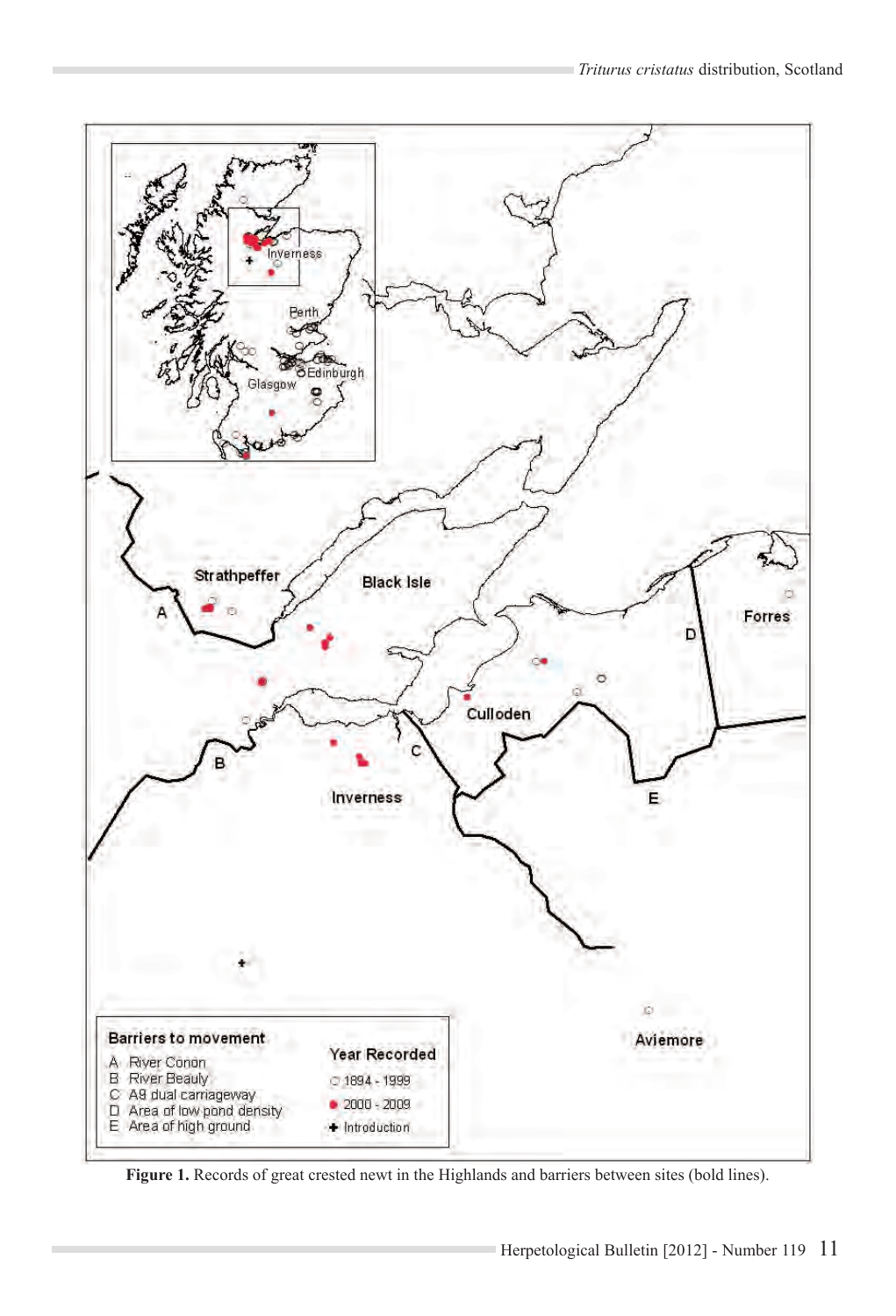Figure 1. Records of great crested newt in the Highlands and barriers between sites (bold lines).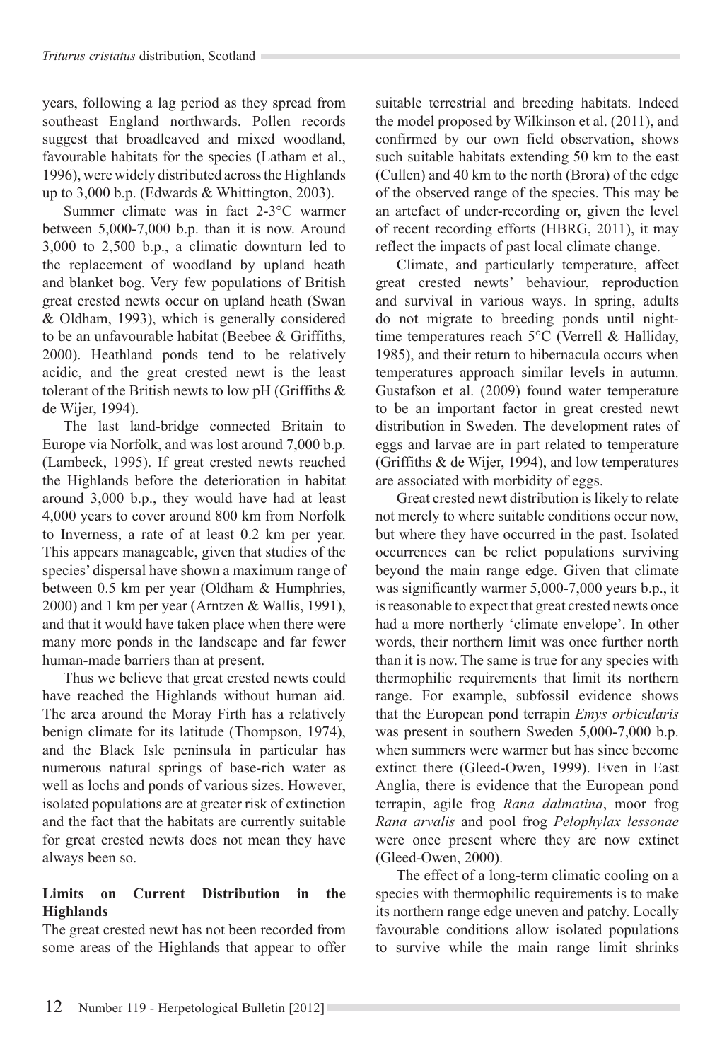years, following a lag period as they spread from southeast England northwards. Pollen records suggest that broadleaved and mixed woodland, favourable habitats for the species (Latham et al., 1996), were widely distributed across the Highlands up to 3,000 b.p. (Edwards & Whittington, 2003).

Summer climate was in fact 2-3°C warmer between 5,000-7,000 b.p. than it is now. Around 3,000 to 2,500 b.p., a climatic downturn led to the replacement of woodland by upland heath and blanket bog. Very few populations of British great crested newts occur on upland heath (Swan & Oldham, 1993), which is generally considered to be an unfavourable habitat (Beebee & Griffiths, 2000). Heathland ponds tend to be relatively acidic, and the great crested newt is the least tolerant of the British newts to low pH (Griffiths & de Wijer, 1994).

The last land-bridge connected Britain to Europe via Norfolk, and was lost around 7,000 b.p. (Lambeck, 1995). If great crested newts reached the Highlands before the deterioration in habitat around 3,000 b.p., they would have had at least 4,000 years to cover around 800 km from Norfolk to Inverness, a rate of at least 0.2 km per year. This appears manageable, given that studies of the species' dispersal have shown a maximum range of between 0.5 km per year (Oldham & Humphries, 2000) and 1 km per year (Arntzen & Wallis, 1991), and that it would have taken place when there were many more ponds in the landscape and far fewer human-made barriers than at present.

Thus we believe that great crested newts could have reached the Highlands without human aid. The area around the Moray Firth has a relatively benign climate for its latitude (Thompson, 1974), and the Black Isle peninsula in particular has numerous natural springs of base-rich water as well as lochs and ponds of various sizes. However, isolated populations are at greater risk of extinction and the fact that the habitats are currently suitable for great crested newts does not mean they have always been so.

## Limits on Current Distribution in the Highlands

The great crested newt has not been recorded from some areas of the Highlands that appear to offer suitable terrestrial and breeding habitats. Indeed the model proposed by Wilkinson et al. (2011), and confirmed by our own field observation, shows such suitable habitats extending 50 km to the east (Cullen) and 40 km to the north (Brora) of the edge of the observed range of the species. This may be an artefact of under-recording or, given the level of recent recording efforts (HBRG, 2011), it may reflect the impacts of past local climate change.

Climate, and particularly temperature, affect great crested newts' behaviour, reproduction and survival in various ways. In spring, adults do not migrate to breeding ponds until night-time temperatures reach 5°C (Verrell & Halliday, 1985), and their return to hibernacula occurs when temperatures approach similar levels in autumn. Gustafson et al. (2009) found water temperature to be an important factor in great crested newt distribution in Sweden. The development rates of eggs and larvae are in part related to temperature (Griffiths & de Wijer, 1994), and low temperatures are associated with morbidity of eggs.

Great crested newt distribution is likely to relate not merely to where suitable conditions occur now, but where they have occurred in the past. Isolated occurrences can be relict populations surviving beyond the main range edge. Given that climate was significantly warmer 5,000-7,000 years b.p., it is reasonable to expect that great crested newts once had a more northerly 'climate envelope'. In other words, their northern limit was once further north than it is now. The same is true for any species with thermophilic requirements that limit its northern range. For example, subfossil evidence shows that the European pond terrapin *Emys orbicularis* was present in southern Sweden 5,000-7,000 b.p. when summers were warmer but has since become extinct there (Gleed-Owen, 1999). Even in East Anglia, there is evidence that the European pond terrapin, agile frog *Rana dalmatina*, moor frog *Rana arvalis* and pool frog *Pelophylax lessonae* were once present where they are now extinct (Gleed-Owen, 2000).

The effect of a long-term climatic cooling on a species with thermophilic requirements is to make its northern range edge uneven and patchy. Locally favourable conditions allow isolated populations to survive while the main range limit shrinks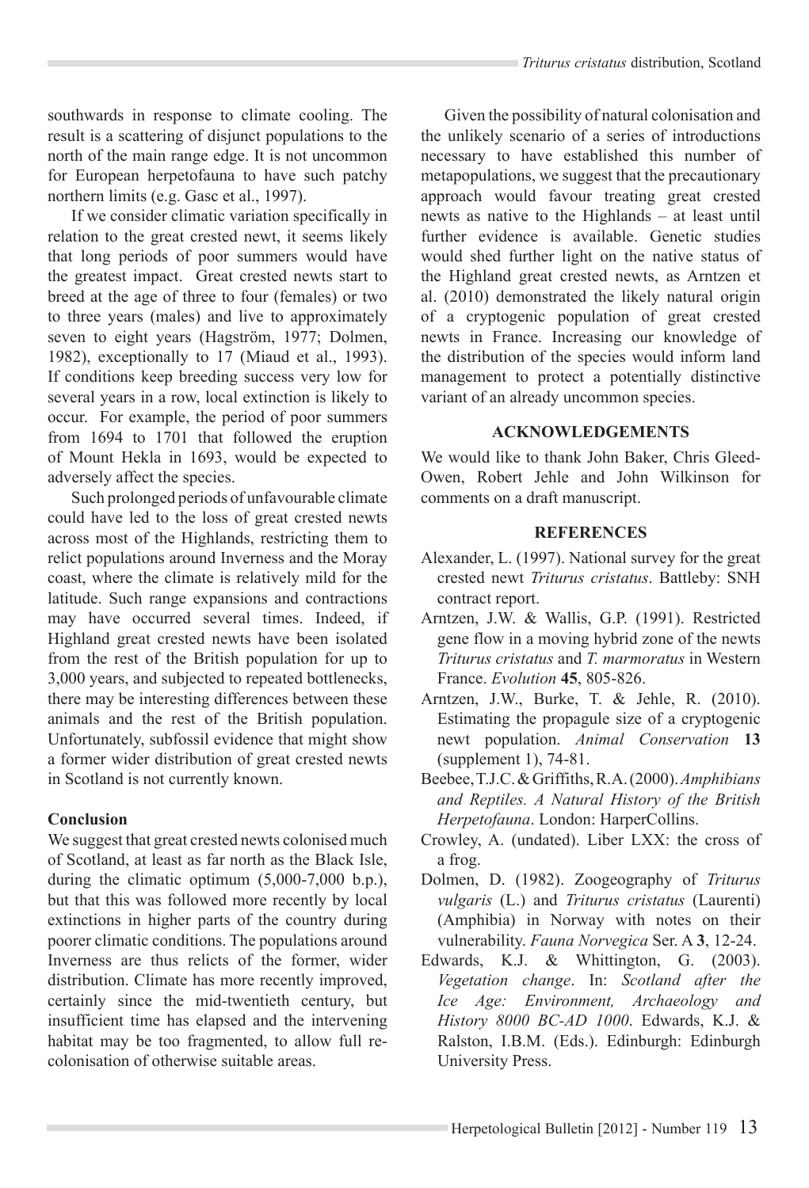southwards in response to climate cooling. The result is a scattering of disjunct populations to the north of the main range edge. It is not uncommon for European herpetofauna to have such patchy northern limits (e.g. Gasc et al., 1997).

If we consider climatic variation specifically in relation to the great crested newt, it seems likely that long periods of poor summers would have the greatest impact. Great crested newts start to breed at the age of three to four (females) or two to three years (males) and live to approximately seven to eight years (Hagström, 1977; Dolmen, 1982), exceptionally to 17 (Miaud et al., 1993). If conditions keep breeding success very low for several years in a row, local extinction is likely to occur. For example, the period of poor summers from 1694 to 1701 that followed the eruption of Mount Hekla in 1693, would be expected to adversely affect the species.

Such prolonged periods of unfavourable climate could have led to the loss of great crested newts across most of the Highlands, restricting them to relict populations around Inverness and the Moray coast, where the climate is relatively mild for the latitude. Such range expansions and contractions may have occurred several times. Indeed, if Highland great crested newts have been isolated from the rest of the British population for up to 3,000 years, and subjected to repeated bottlenecks, there may be interesting differences between these animals and the rest of the British population. Unfortunately, subfossil evidence that might show a former wider distribution of great crested newts in Scotland is not currently known.

## Conclusion

We suggest that great crested newts colonised much of Scotland, at least as far north as the Black Isle, during the climatic optimum (5,000-7,000 b.p.), but that this was followed more recently by local extinctions in higher parts of the country during poorer climatic conditions. The populations around Inverness are thus relicts of the former, wider distribution. Climate has more recently improved, certainly since the mid-twentieth century, but insufficient time has elapsed and the intervening habitat may be too fragmented, to allow full re-colonisation of otherwise suitable areas.

Given the possibility of natural colonisation and the unlikely scenario of a series of introductions necessary to have established this number of metapopulations, we suggest that the precautionary approach would favour treating great crested newts as native to the Highlands – at least until further evidence is available. Genetic studies would shed further light on the native status of the Highland great crested newts, as Arntzen et al. (2010) demonstrated the likely natural origin of a cryptogenic population of great crested newts in France. Increasing our knowledge of the distribution of the species would inform land management to protect a potentially distinctive variant of an already uncommon species.

## ACKNOWLEDGEMENTS

We would like to thank John Baker, Chris Gleed-Owen, Robert Jehle and John Wilkinson for comments on a draft manuscript.

## REFERENCES

Alexander, L. (1997). National survey for the great crested newt *Triturus cristatus*. Battleby: SNH contract report.

Arntzen, J.W. & Wallis, G.P. (1991). Restricted gene flow in a moving hybrid zone of the newts *Triturus cristatus* and *T. marmoratus* in Western France. *Evolution* **45**, 805-826.

Arntzen, J.W., Burke, T. & Jehle, R. (2010). Estimating the propagule size of a cryptogenic newt population. *Animal Conservation* **13** (supplement 1), 74-81.

Beebee, T.J.C. & Griffiths, R.A. (2000). *Amphibians and Reptiles. A Natural History of the British Herpetofauna*. London: HarperCollins.

Crowley, A. (undated). Liber LXX: the cross of a frog.

Dolmen, D. (1982). Zoogeography of *Triturus vulgaris* (L.) and *Triturus cristatus* (Laurenti) (Amphibia) in Norway with notes on their vulnerability. *Fauna Norvegica* Ser. A **3**, 12-24.

Edwards, K.J. & Whittington, G. (2003). *Vegetation change*. In: *Scotland after the Ice Age: Environment, Archaeology and History 8000 BC-AD 1000*. Edwards, K.J. & Ralston, I.B.M. (Eds.). Edinburgh: Edinburgh University Press.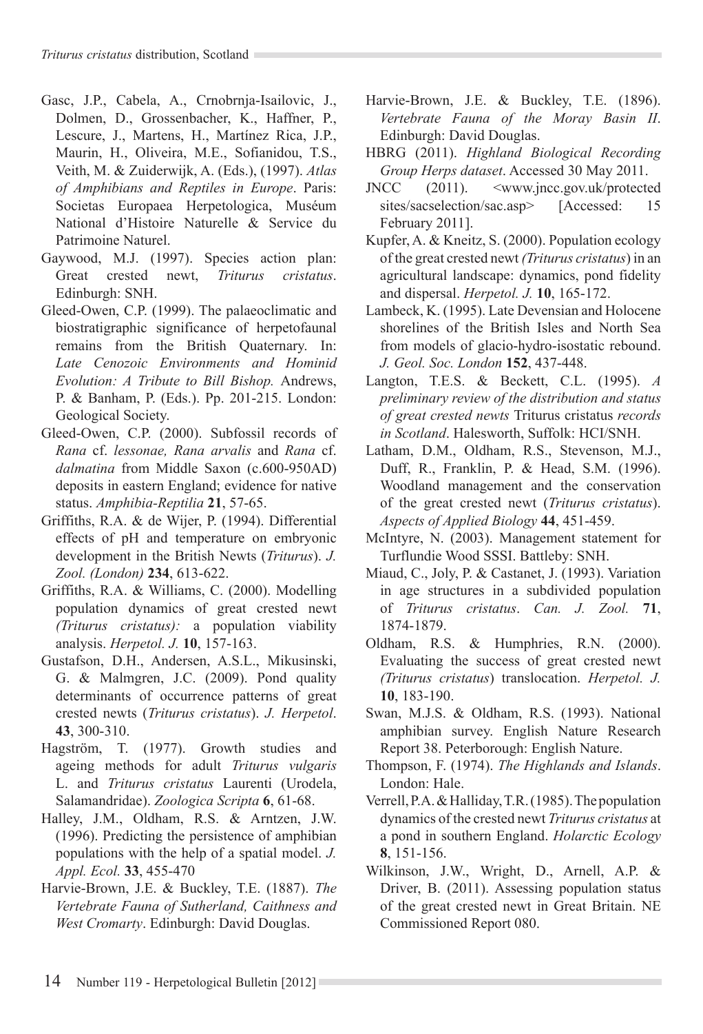Gasc, J.P., Cabela, A., Crnobrnja-Isailovic, J., Dolmen, D., Grossenbacher, K., Haffner, P., Lescure, J., Martens, H., Martínez Rica, J.P., Maurin, H., Oliveira, M.E., Sofianidou, T.S., Veith, M. & Zuiderwijk, A. (Eds.), (1997). *Atlas of Amphibians and Reptiles in Europe*. Paris: Societas Europaea Herpetologica, Muséum National d'Histoire Naturelle & Service du Patrimoine Naturel.

Gaywood, M.J. (1997). Species action plan: Great crested newt, *Triturus cristatus*. Edinburgh: SNH.

Gleed-Owen, C.P. (1999). The palaeoclimatic and biostratigraphic significance of herpetofaunal remains from the British Quaternary. In: *Late Cenozoic Environments and Hominid Evolution: A Tribute to Bill Bishop.* Andrews, P. & Banham, P. (Eds.). Pp. 201-215. London: Geological Society.

Gleed-Owen, C.P. (2000). Subfossil records of *Rana* cf. *lessonae, Rana arvalis* and *Rana* cf. *dalmatina* from Middle Saxon (c.600-950AD) deposits in eastern England; evidence for native status. *Amphibia-Reptilia* **21**, 57-65.

Griffiths, R.A. & de Wijer, P. (1994). Differential effects of pH and temperature on embryonic development in the British Newts (*Triturus*). *J. Zool. (London)* **234**, 613-622.

Griffiths, R.A. & Williams, C. (2000). Modelling population dynamics of great crested newt *(Triturus cristatus):* a population viability analysis. *Herpetol. J.* **10**, 157-163.

Gustafson, D.H., Andersen, A.S.L., Mikusinski, G. & Malmgren, J.C. (2009). Pond quality determinants of occurrence patterns of great crested newts (*Triturus cristatus*). *J. Herpetol*. **43**, 300-310.

Hagström, T. (1977). Growth studies and ageing methods for adult *Triturus vulgaris* L. and *Triturus cristatus* Laurenti (Urodela, Salamandridae). *Zoologica Scripta* **6**, 61-68.

Halley, J.M., Oldham, R.S. & Arntzen, J.W. (1996). Predicting the persistence of amphibian populations with the help of a spatial model. *J. Appl. Ecol.* **33**, 455-470

Harvie-Brown, J.E. & Buckley, T.E. (1887). *The Vertebrate Fauna of Sutherland, Caithness and West Cromarty*. Edinburgh: David Douglas.

Harvie-Brown, J.E. & Buckley, T.E. (1896). *Vertebrate Fauna of the Moray Basin II*. Edinburgh: David Douglas.

HBRG (2011). *Highland Biological Recording Group Herps dataset*. Accessed 30 May 2011.

JNCC (2011). <www.jncc.gov.uk/protectedsites/sacselection/sac.asp> [Accessed: 15 February 2011].

Kupfer, A. & Kneitz, S. (2000). Population ecology of the great crested newt *(Triturus cristatus*) in an agricultural landscape: dynamics, pond fidelity and dispersal. *Herpetol. J.* **10**, 165-172.

Lambeck, K. (1995). Late Devensian and Holocene shorelines of the British Isles and North Sea from models of glacio-hydro-isostatic rebound. *J. Geol. Soc. London* **152**, 437-448.

Langton, T.E.S. & Beckett, C.L. (1995). *A preliminary review of the distribution and status of great crested newts* Triturus cristatus *records in Scotland*. Halesworth, Suffolk: HCI/SNH.

Latham, D.M., Oldham, R.S., Stevenson, M.J., Duff, R., Franklin, P. & Head, S.M. (1996). Woodland management and the conservation of the great crested newt (*Triturus cristatus*). *Aspects of Applied Biology* **44**, 451-459.

McIntyre, N. (2003). Management statement for Turflundie Wood SSSI. Battleby: SNH.

Miaud, C., Joly, P. & Castanet, J. (1993). Variation in age structures in a subdivided population of *Triturus cristatus*. *Can. J. Zool.* **71**, 1874-1879.

Oldham, R.S. & Humphries, R.N. (2000). Evaluating the success of great crested newt *(Triturus cristatus*) translocation. *Herpetol. J.* **10**, 183-190.

Swan, M.J.S. & Oldham, R.S. (1993). National amphibian survey. English Nature Research Report 38. Peterborough: English Nature.

Thompson, F. (1974). *The Highlands and Islands*. London: Hale.

Verrell, P.A. & Halliday, T.R. (1985). The population dynamics of the crested newt *Triturus cristatus* at a pond in southern England. *Holarctic Ecology* **8**, 151-156.

Wilkinson, J.W., Wright, D., Arnell, A.P. & Driver, B. (2011). Assessing population status of the great crested newt in Great Britain. NE Commissioned Report 080.